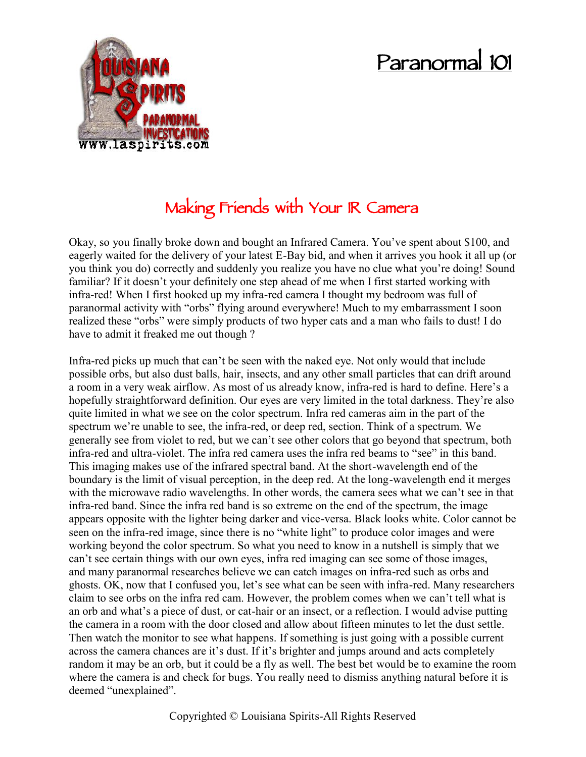# Paranormal 101

## Making Friends with Your IR Camera

Okay, so you finally broke down and bought an Infrared Camera. You've spent about $100, and eagerly waited for the delivery of your latest E-Bay bid, and when it arrives you hook it all up (or you think you do) correctly and suddenly you realize you have no clue what you're doing! Sound familiar? If it doesn't your definitely one step ahead of me when I first started working with infra-red! When I first hooked up my infra-red camera I thought my bedroom was full of paranormal activity with "orbs" flying around everywhere! Much to my embarrassment I soon realized these "orbs" were simply products of two hyper cats and a man who fails to dust! I do have to admit it freaked me out though ?

Infra-red picks up much that can't be seen with the naked eye. Not only would that include possible orbs, but also dust balls, hair, insects, and any other small particles that can drift around a room in a very weak airflow. As most of us already know, infra-red is hard to define. Here's a hopefully straightforward definition. Our eyes are very limited in the total darkness. They're also quite limited in what we see on the color spectrum. Infra red cameras aim in the part of the spectrum we're unable to see, the infra-red, or deep red, section. Think of a spectrum. We generally see from violet to red, but we can't see other colors that go beyond that spectrum, both infra-red and ultra-violet. The infra red camera uses the infra red beams to "see" in this band. This imaging makes use of the infrared spectral band. At the short-wavelength end of the boundary is the limit of visual perception, in the deep red. At the long-wavelength end it merges with the microwave radio wavelengths. In other words, the camera sees what we can't see in that infra-red band. Since the infra red band is so extreme on the end of the spectrum, the image appears opposite with the lighter being darker and vice-versa. Black looks white. Color cannot be seen on the infra-red image, since there is no "white light" to produce color images and were working beyond the color spectrum. So what you need to know in a nutshell is simply that we can't see certain things with our own eyes, infra red imaging can see some of those images, and many paranormal researches believe we can catch images on infra-red such as orbs and ghosts. OK, now that I confused you, let's see what can be seen with infra-red. Many researchers claim to see orbs on the infra red cam. However, the problem comes when we can't tell what is an orb and what's a piece of dust, or cat-hair or an insect, or a reflection. I would advise putting the camera in a room with the door closed and allow about fifteen minutes to let the dust settle. Then watch the monitor to see what happens. If something is just going with a possible current across the camera chances are it's dust. If it's brighter and jumps around and acts completely random it may be an orb, but it could be a fly as well. The best bet would be to examine the room where the camera is and check for bugs. You really need to dismiss anything natural before it is deemed "unexplained".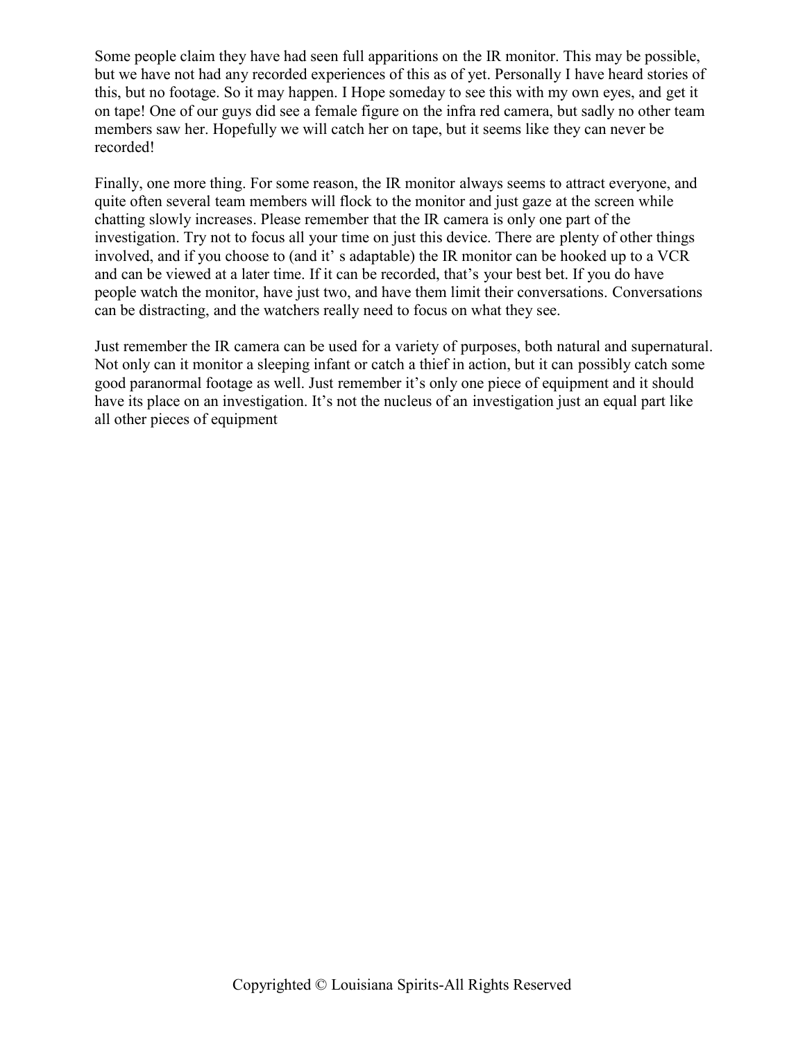Some people claim they have had seen full apparitions on the IR monitor. This may be possible, but we have not had any recorded experiences of this as of yet. Personally I have heard stories of this, but no footage. So it may happen. I Hope someday to see this with my own eyes, and get it on tape! One of our guys did see a female figure on the infra red camera, but sadly no other team members saw her. Hopefully we will catch her on tape, but it seems like they can never be recorded!

Finally, one more thing. For some reason, the IR monitor always seems to attract everyone, and quite often several team members will flock to the monitor and just gaze at the screen while chatting slowly increases. Please remember that the IR camera is only one part of the investigation. Try not to focus all your time on just this device. There are plenty of other things involved, and if you choose to (and it' s adaptable) the IR monitor can be hooked up to a VCR and can be viewed at a later time. If it can be recorded, that's your best bet. If you do have people watch the monitor, have just two, and have them limit their conversations. Conversations can be distracting, and the watchers really need to focus on what they see.

Just remember the IR camera can be used for a variety of purposes, both natural and supernatural. Not only can it monitor a sleeping infant or catch a thief in action, but it can possibly catch some good paranormal footage as well. Just remember it's only one piece of equipment and it should have its place on an investigation. It's not the nucleus of an investigation just an equal part like all other pieces of equipment

Copyrighted © Louisiana Spirits-All Rights Reserved